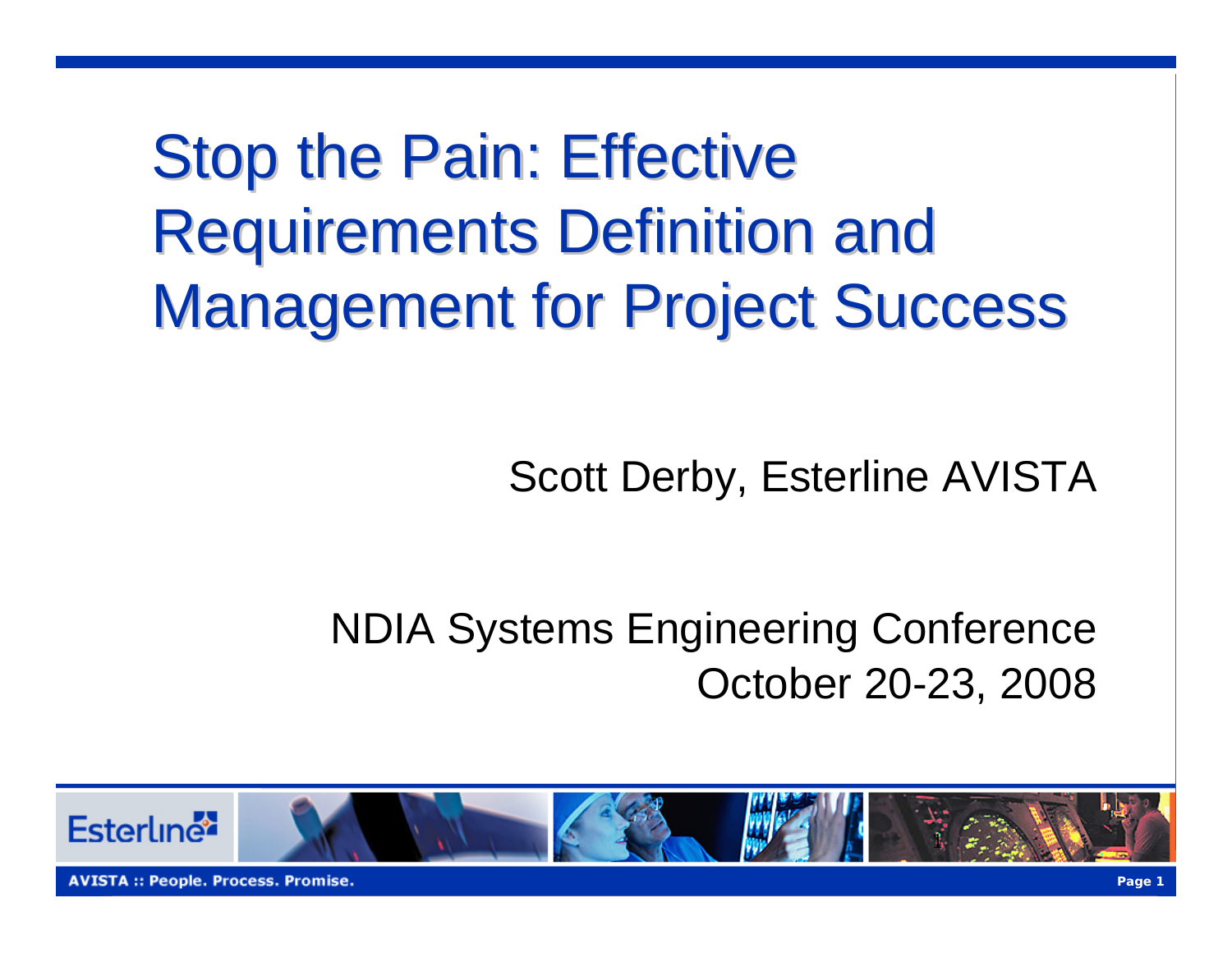# Stop the Pain: Effective Requirements Definition and Management for Project Success

Scott Derby, Esterline AVISTA

NDIA Systems Engineering Conference
October 20-23, 2008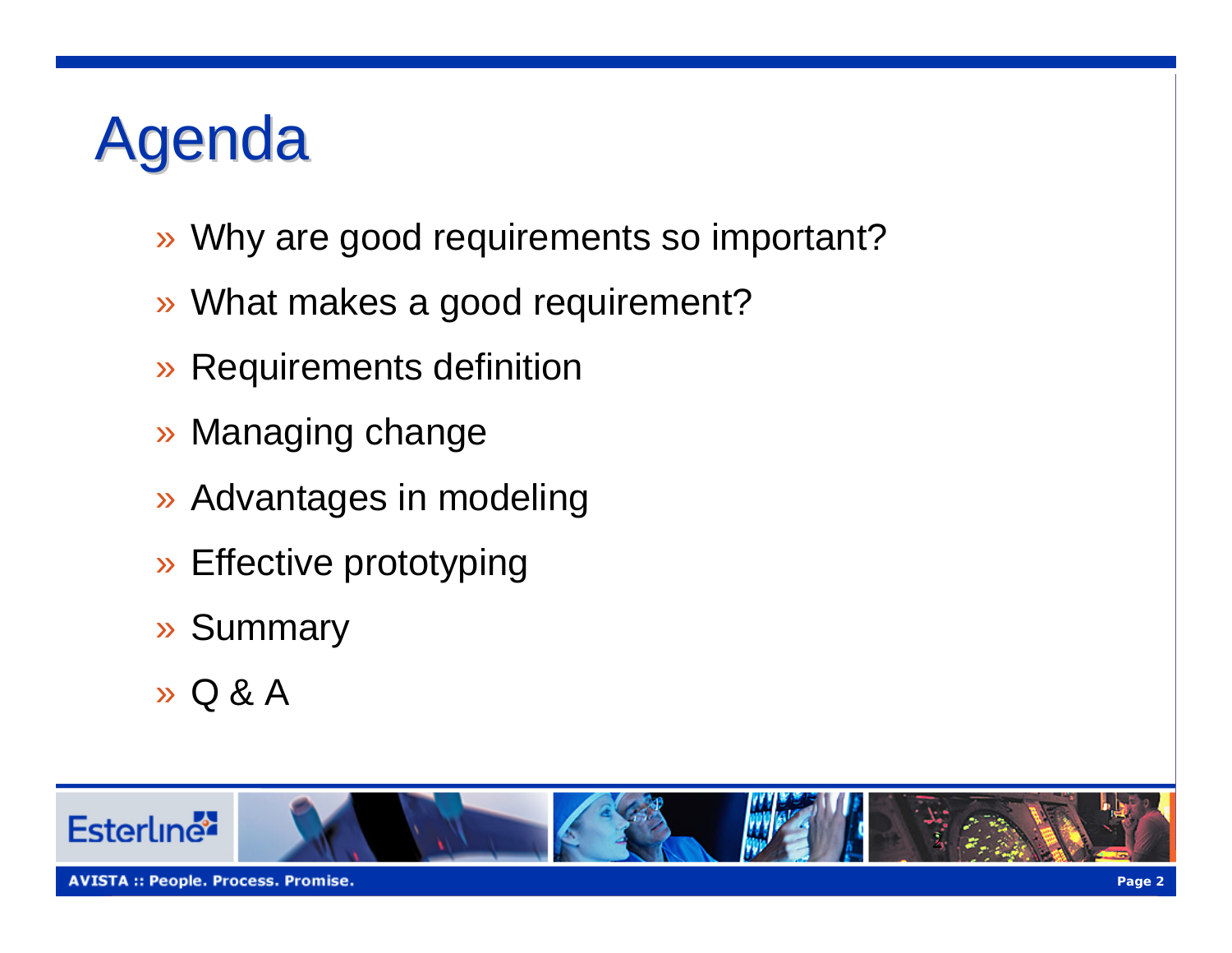# Agenda

- Why are good requirements so important?
- What makes a good requirement?
- Requirements definition
- Managing change
- Advantages in modeling
- Effective prototyping
- Summary
- Q & A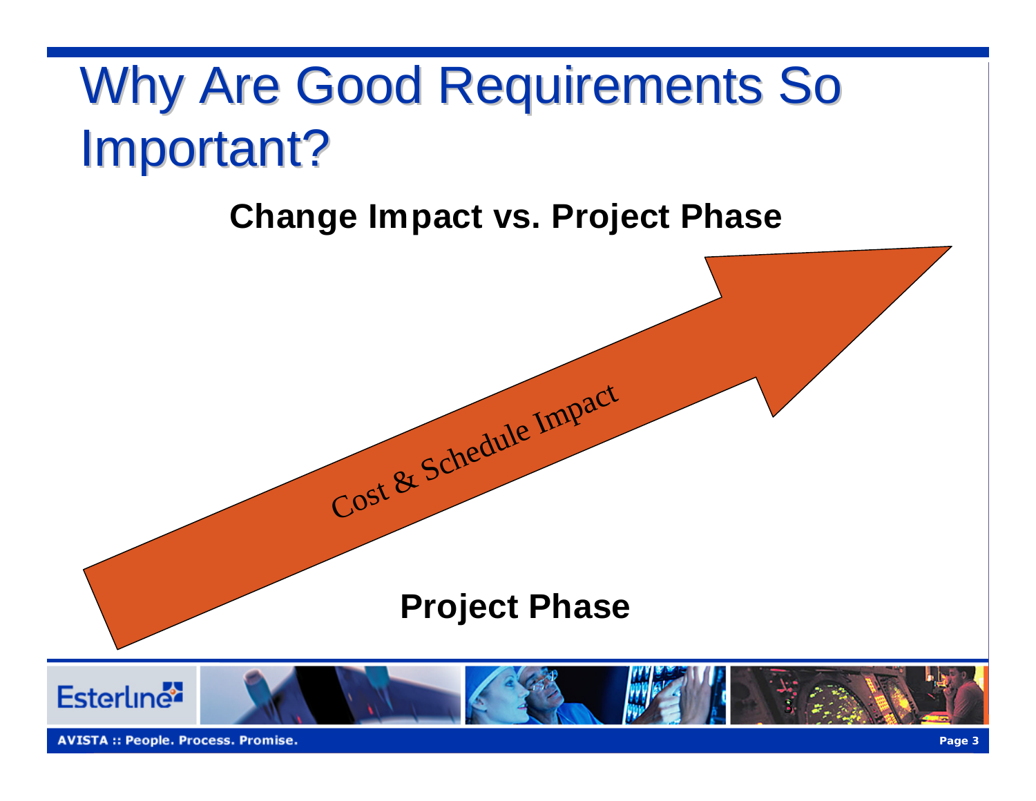# Why Are Good Requirements So Important?

**Change Impact vs. Project Phase**

Cost & Schedule Impact

**Project Phase**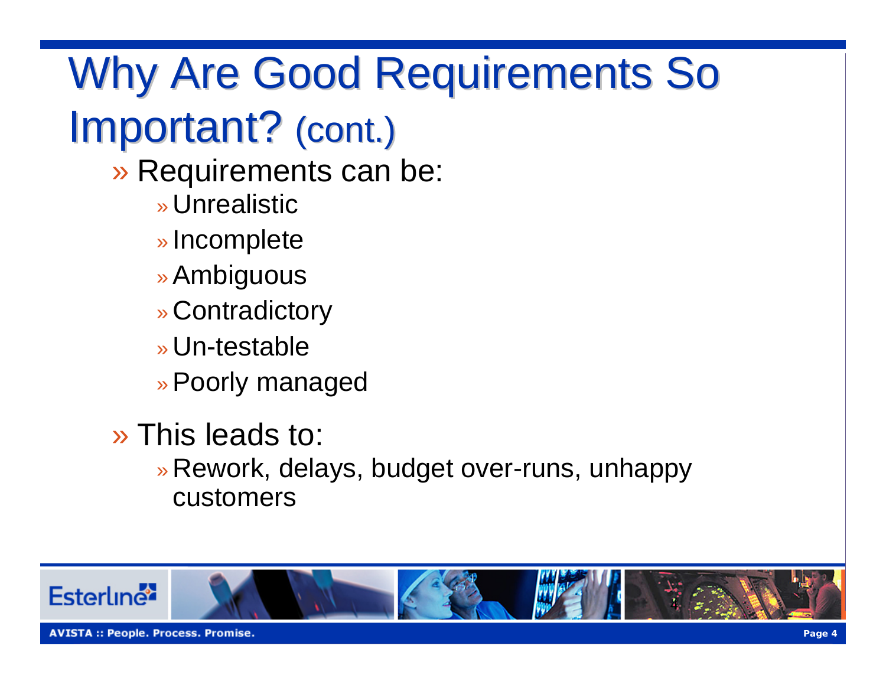# Why Are Good Requirements So Important? (cont.)

- Requirements can be:
  - Unrealistic
  - Incomplete
  - Ambiguous
  - Contradictory
  - Un-testable
  - Poorly managed
- This leads to:
  - Rework, delays, budget over-runs, unhappy customers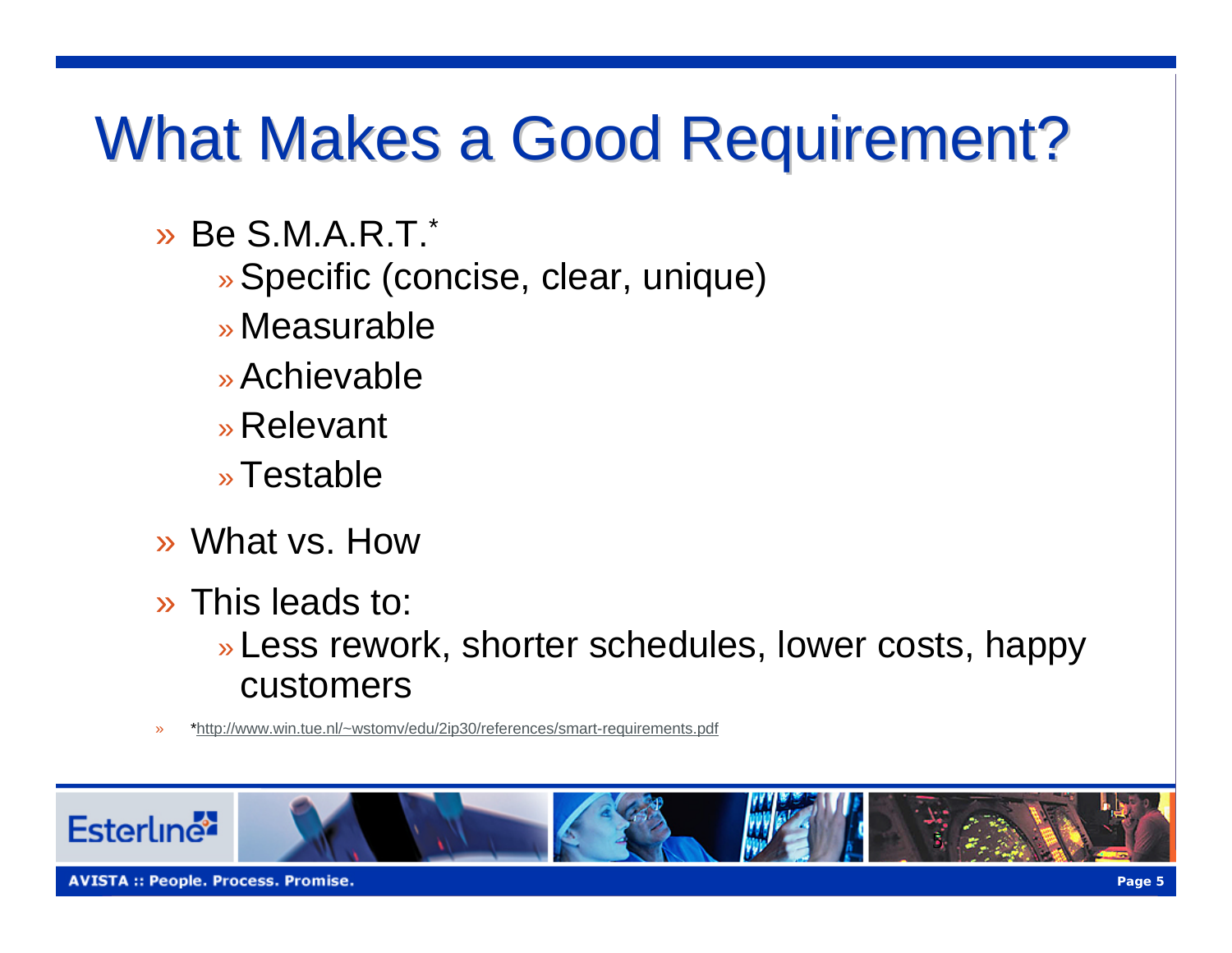# What Makes a Good Requirement?

- Be S.M.A.R.T.*
  - Specific (concise, clear, unique)
  - Measurable
  - Achievable
  - Relevant
  - Testable
- What vs. How
- This leads to:
  - Less rework, shorter schedules, lower costs, happy customers

*http://www.win.tue.nl/~wstomv/edu/2ip30/references/smart-requirements.pdf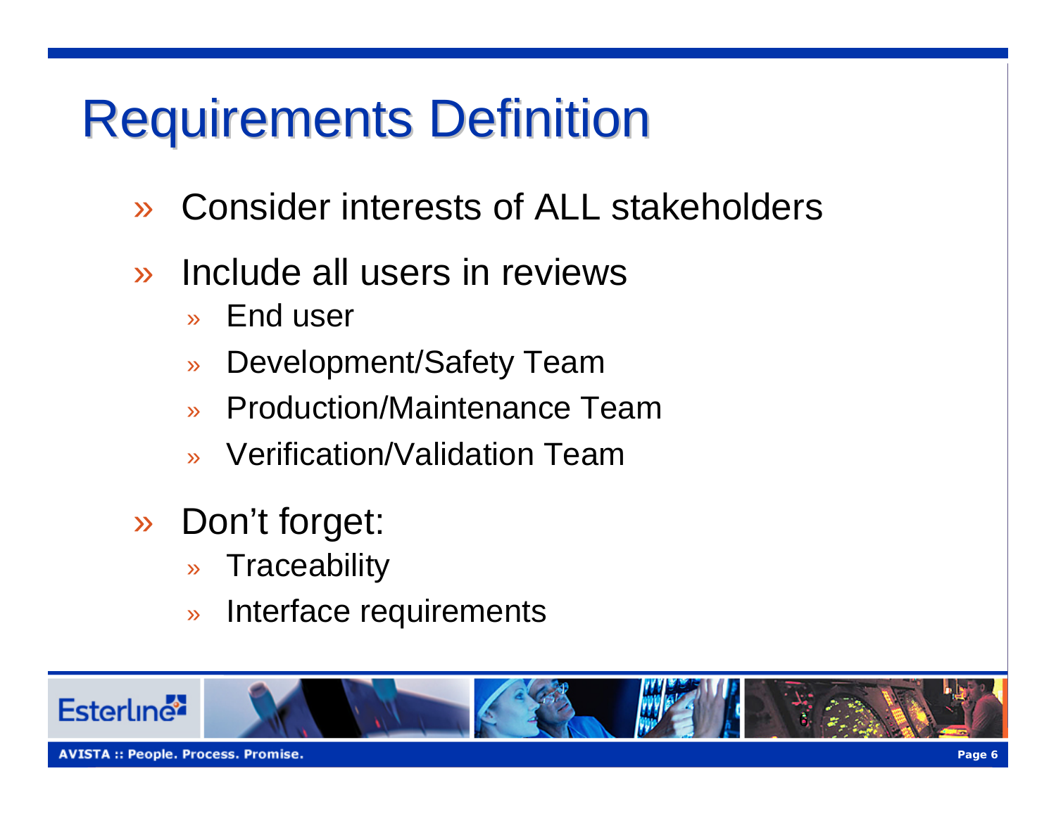# Requirements Definition

- Consider interests of ALL stakeholders
- Include all users in reviews
  - End user
  - Development/Safety Team
  - Production/Maintenance Team
  - Verification/Validation Team
- Don't forget:
  - Traceability
  - Interface requirements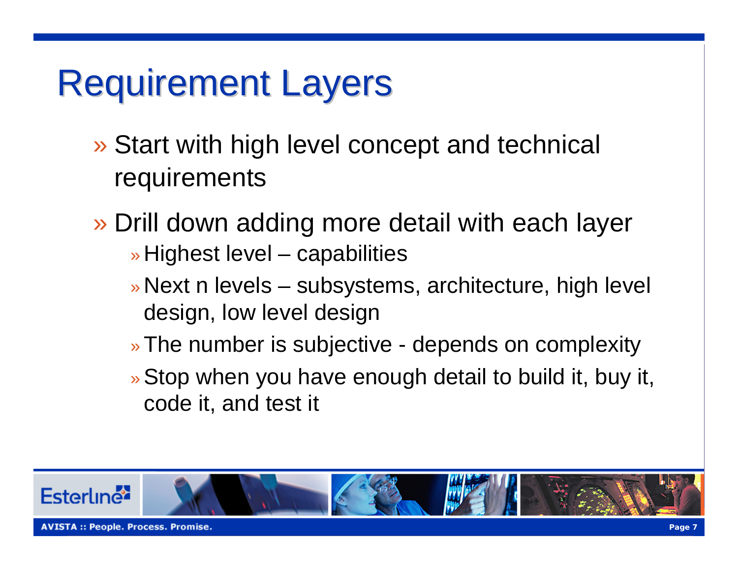# Requirement Layers

- Start with high level concept and technical requirements
- Drill down adding more detail with each layer
  - Highest level – capabilities
  - Next n levels – subsystems, architecture, high level design, low level design
  - The number is subjective - depends on complexity
  - Stop when you have enough detail to build it, buy it, code it, and test it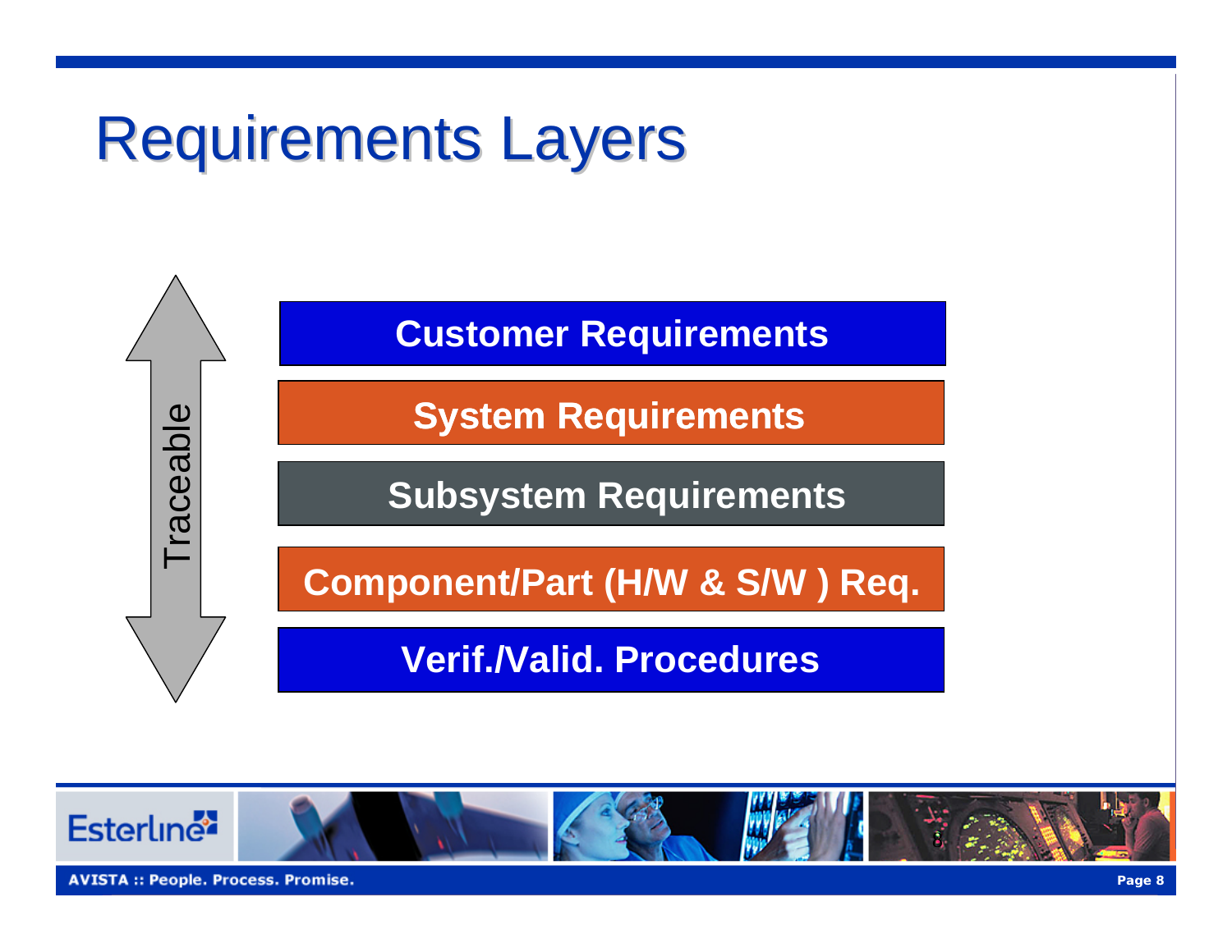# Requirements Layers

Traceable

- **Customer Requirements**
- **System Requirements**
- **Subsystem Requirements**
- **Component/Part (H/W & S/W ) Req.**
- **Verif./Valid. Procedures**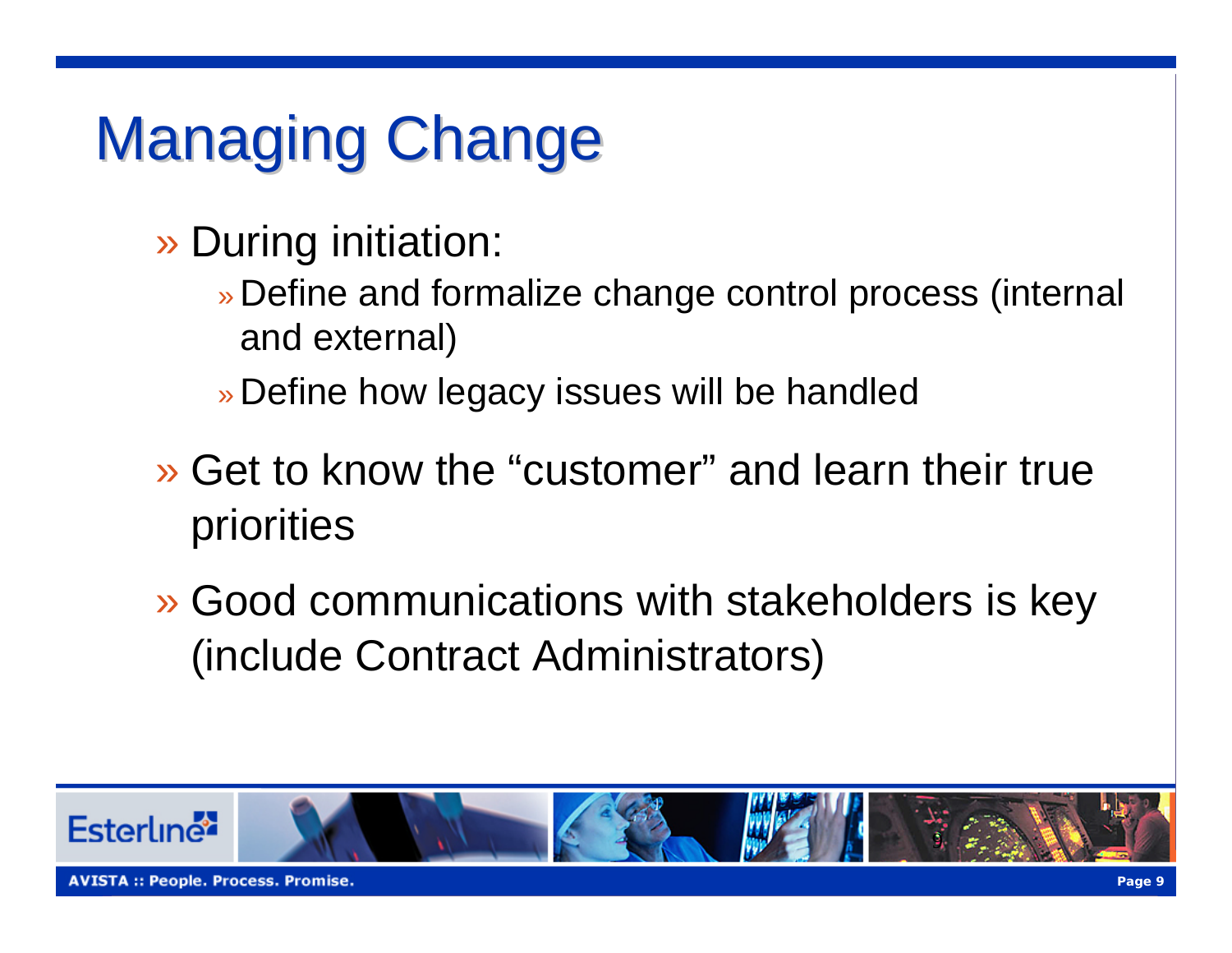# Managing Change

- During initiation:
  - Define and formalize change control process (internal and external)
  - Define how legacy issues will be handled
- Get to know the "customer" and learn their true priorities
- Good communications with stakeholders is key (include Contract Administrators)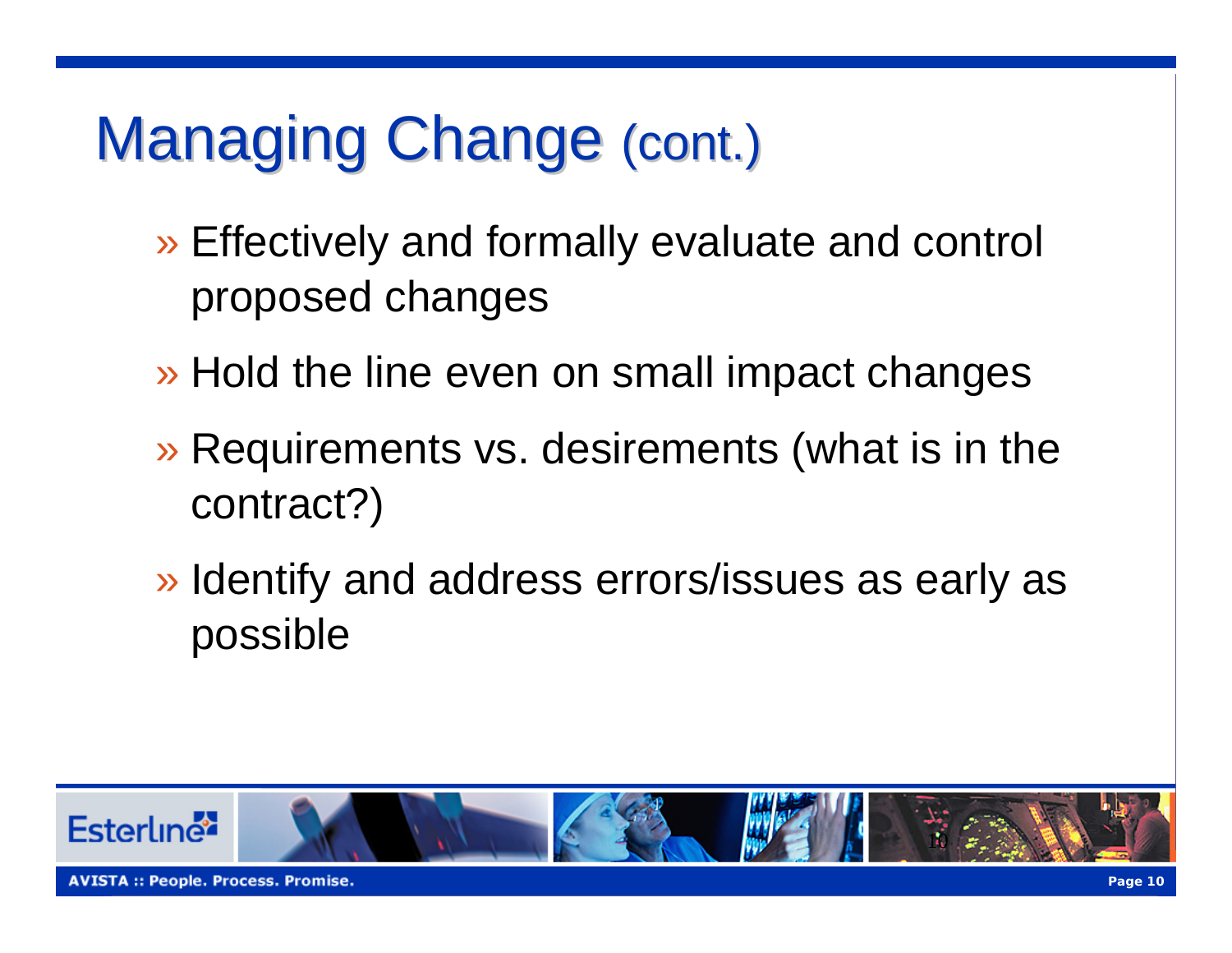# Managing Change (cont.)

- Effectively and formally evaluate and control proposed changes
- Hold the line even on small impact changes
- Requirements vs. desirements (what is in the contract?)
- Identify and address errors/issues as early as possible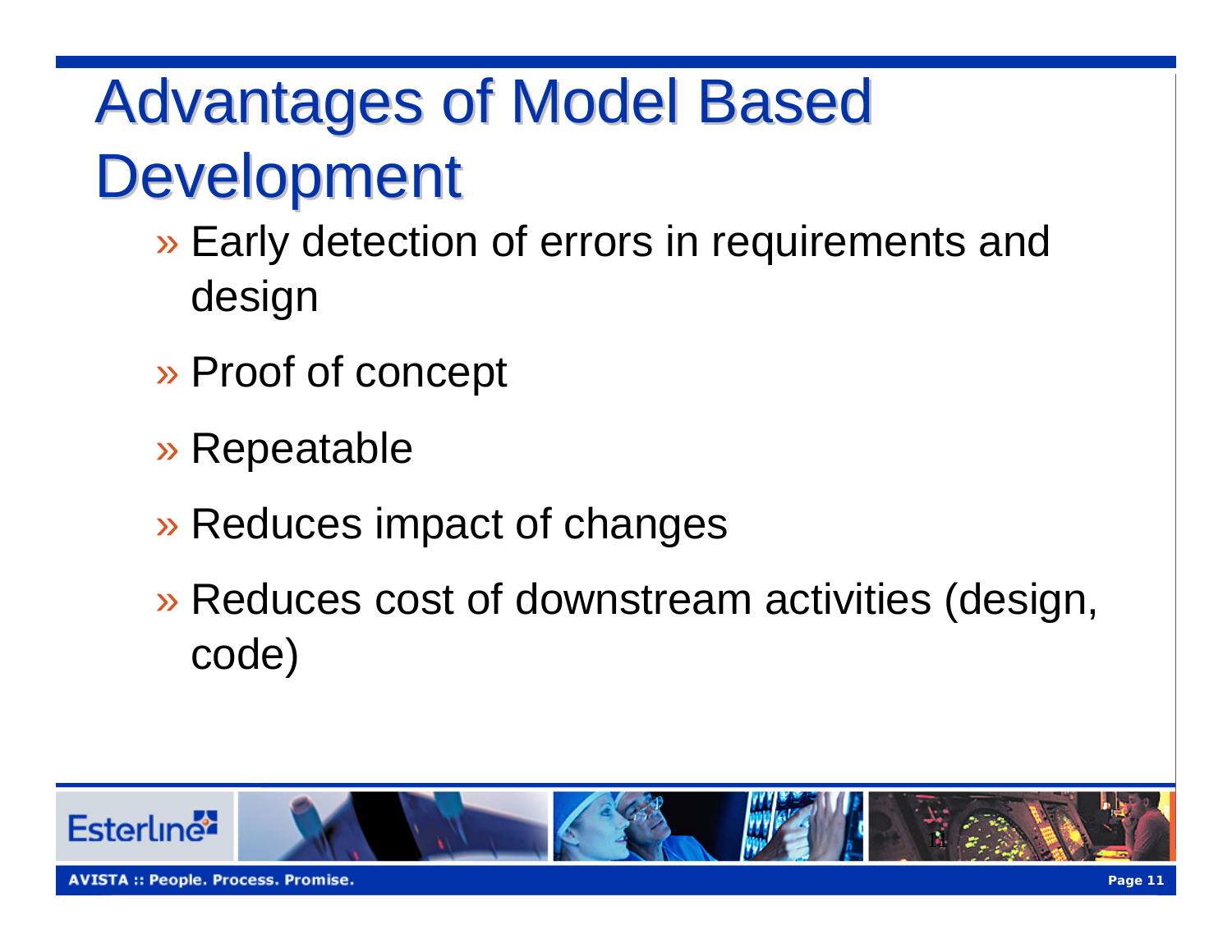# Advantages of Model Based Development

- Early detection of errors in requirements and design
- Proof of concept
- Repeatable
- Reduces impact of changes
- Reduces cost of downstream activities (design, code)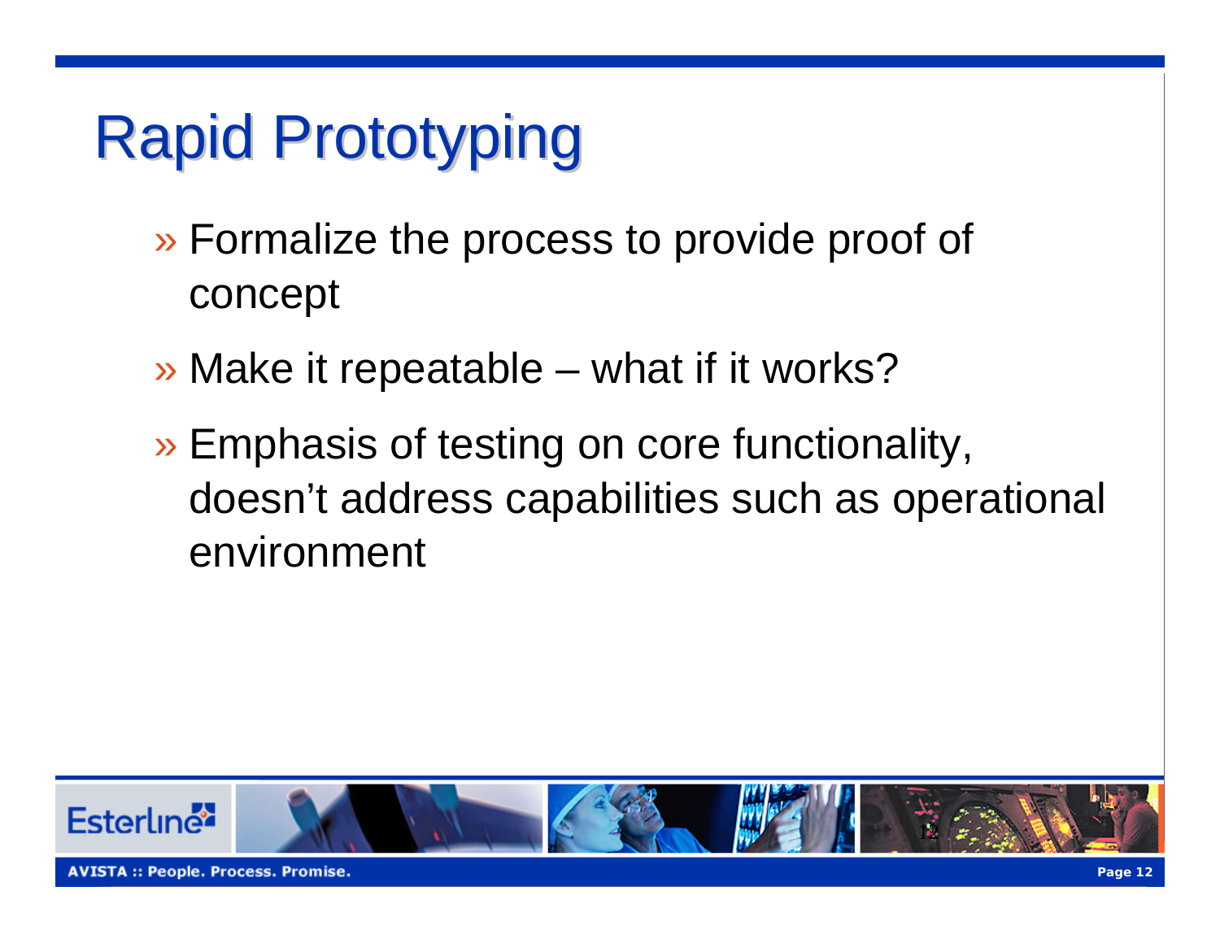# Rapid Prototyping

- Formalize the process to provide proof of concept
- Make it repeatable – what if it works?
- Emphasis of testing on core functionality, doesn't address capabilities such as operational environment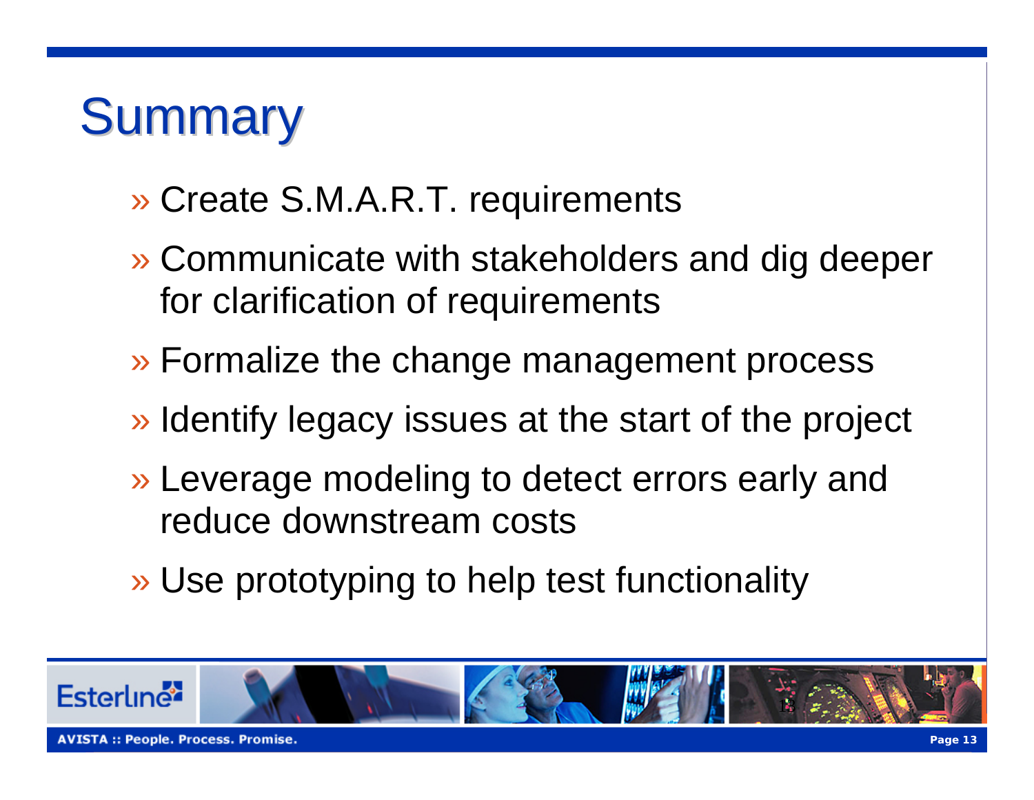# Summary

- Create S.M.A.R.T. requirements
- Communicate with stakeholders and dig deeper for clarification of requirements
- Formalize the change management process
- Identify legacy issues at the start of the project
- Leverage modeling to detect errors early and reduce downstream costs
- Use prototyping to help test functionality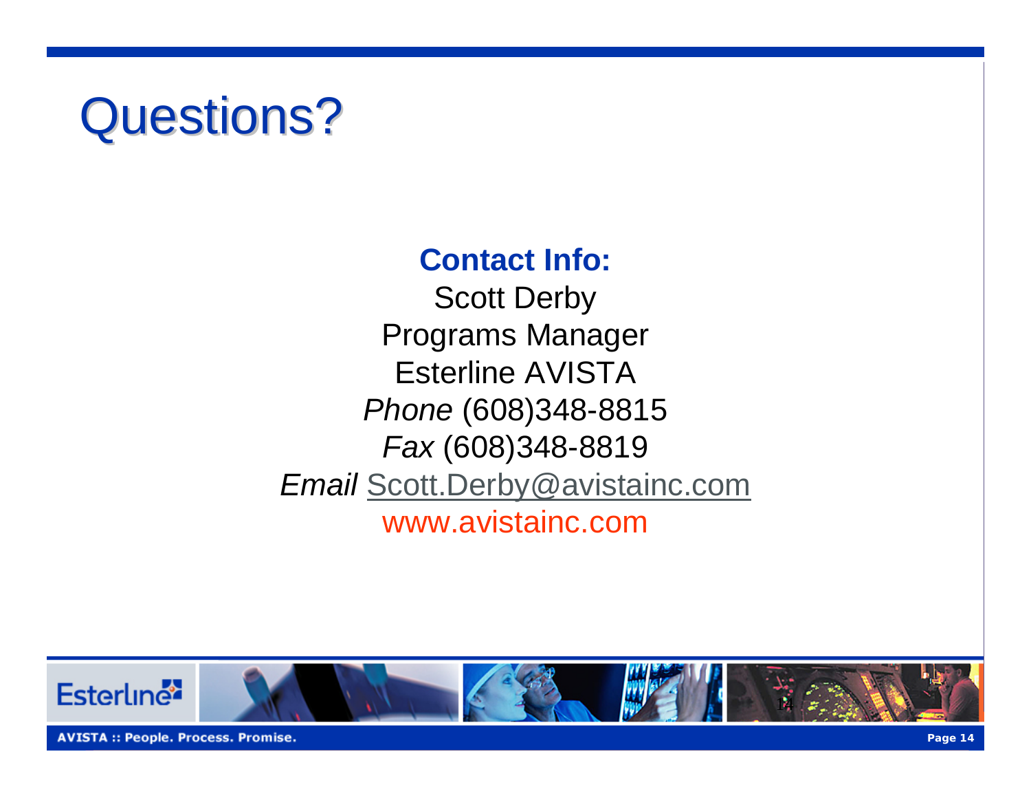# Questions?

**Contact Info:**

Scott Derby

Programs Manager

Esterline AVISTA

*Phone* (608)348-8815

*Fax* (608)348-8819

*Email* Scott.Derby@avistainc.com

www.avistainc.com